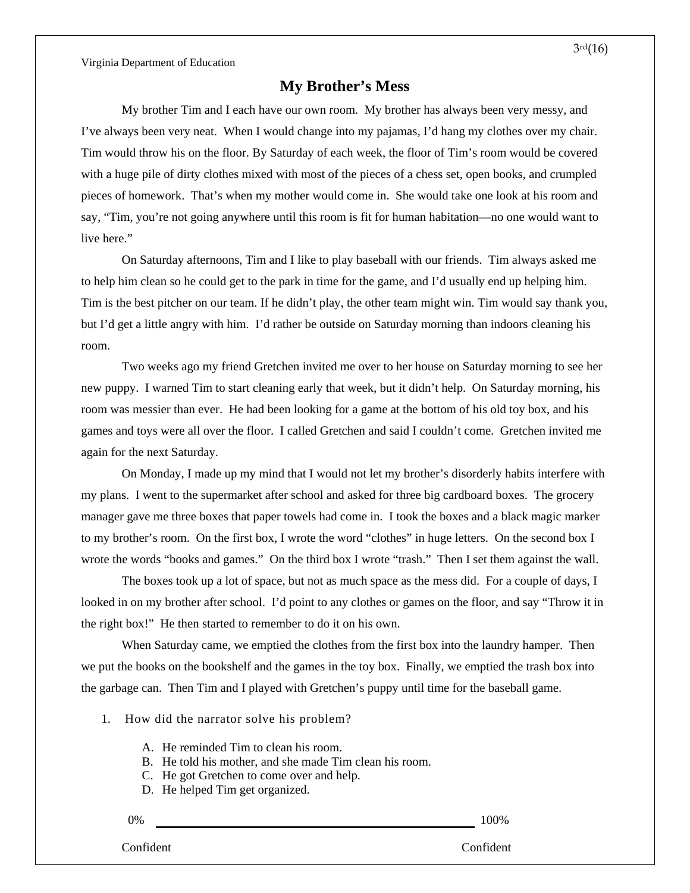# My Brother's Mess

My brother Tim and I each have our own room. My brother has always been very messy, and I've always been very neat. When I would change into my pajamas, I'd hang my clothes over my chair. Tim would throw his on the floor. By Saturday of each week, the floor of Tim's room would be covered with a huge pile of dirty clothes mixed with most of the pieces of a chess set, open books, and crumpled pieces of homework. That's when my mother would come in. She would take one look at his room and say, "Tim, you're not going anywhere until this room is fit for human habitation—no one would want to live here."

On Saturday afternoons, Tim and I like to play baseball with our friends. Tim always asked me to help him clean so he could get to the park in time for the game, and I'd usually end up helping him. Tim is the best pitcher on our team. If he didn't play, the other team might win. Tim would say thank you, but I'd get a little angry with him. I'd rather be outside on Saturday morning than indoors cleaning his room.

Two weeks ago my friend Gretchen invited me over to her house on Saturday morning to see her new puppy. I warned Tim to start cleaning early that week, but it didn't help. On Saturday morning, his room was messier than ever. He had been looking for a game at the bottom of his old toy box, and his games and toys were all over the floor. I called Gretchen and said I couldn't come. Gretchen invited me again for the next Saturday.

On Monday, I made up my mind that I would not let my brother's disorderly habits interfere with my plans. I went to the supermarket after school and asked for three big cardboard boxes. The grocery manager gave me three boxes that paper towels had come in. I took the boxes and a black magic marker to my brother's room. On the first box, I wrote the word "clothes" in huge letters. On the second box I wrote the words "books and games." On the third box I wrote "trash." Then I set them against the wall.

The boxes took up a lot of space, but not as much space as the mess did. For a couple of days, I looked in on my brother after school. I'd point to any clothes or games on the floor, and say "Throw it in the right box!" He then started to remember to do it on his own.

When Saturday came, we emptied the clothes from the first box into the laundry hamper. Then we put the books on the bookshelf and the games in the toy box. Finally, we emptied the trash box into the garbage can. Then Tim and I played with Gretchen's puppy until time for the baseball game.

1. How did the narrator solve his problem?

   A. He reminded Tim to clean his room.
   B. He told his mother, and she made Tim clean his room.
   C. He got Gretchen to come over and help.
   D. He helped Tim get organized.

0% Confident ________________________________ 100% Confident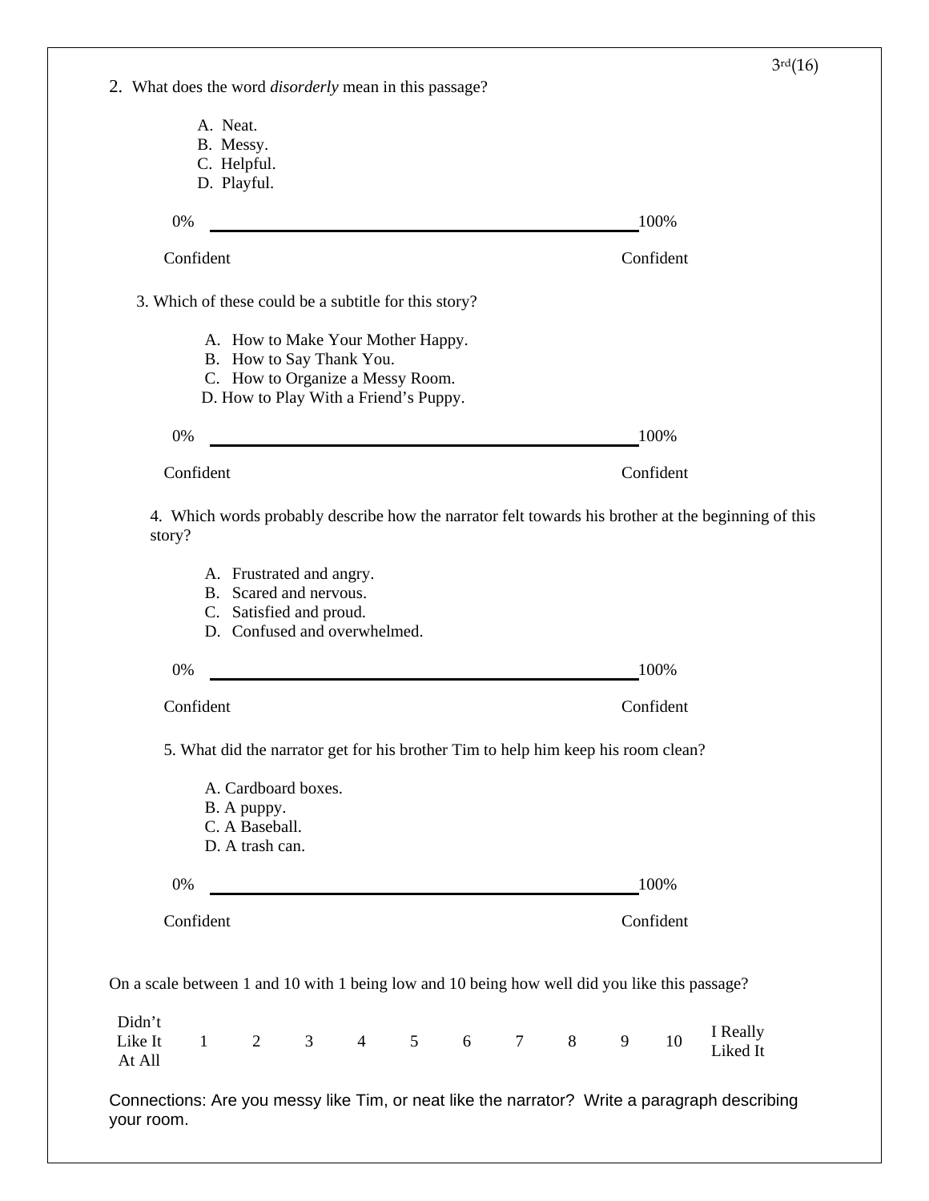2. What does the word *disorderly* mean in this passage?

A. Neat.
B. Messy.
C. Helpful.
D. Playful.

0% ______________________________________________ 100%

Confident Confident

3. Which of these could be a subtitle for this story?

A. How to Make Your Mother Happy.
B. How to Say Thank You.
C. How to Organize a Messy Room.
D. How to Play With a Friend's Puppy.

0% ______________________________________________ 100%

Confident Confident

4. Which words probably describe how the narrator felt towards his brother at the beginning of this story?

A. Frustrated and angry.
B. Scared and nervous.
C. Satisfied and proud.
D. Confused and overwhelmed.

0% ______________________________________________ 100%

Confident Confident

5. What did the narrator get for his brother Tim to help him keep his room clean?

A. Cardboard boxes.
B. A puppy.
C. A Baseball.
D. A trash can.

0% ______________________________________________ 100%

Confident Confident

On a scale between 1 and 10 with 1 being low and 10 being how well did you like this passage?

| | | | | | | | | | | | |
|---|---|---|---|---|---|---|---|---|---|---|---|
| Didn't Like It At All | 1 | 2 | 3 | 4 | 5 | 6 | 7 | 8 | 9 | 10 | I Really Liked It |

Connections: Are you messy like Tim, or neat like the narrator? Write a paragraph describing your room.